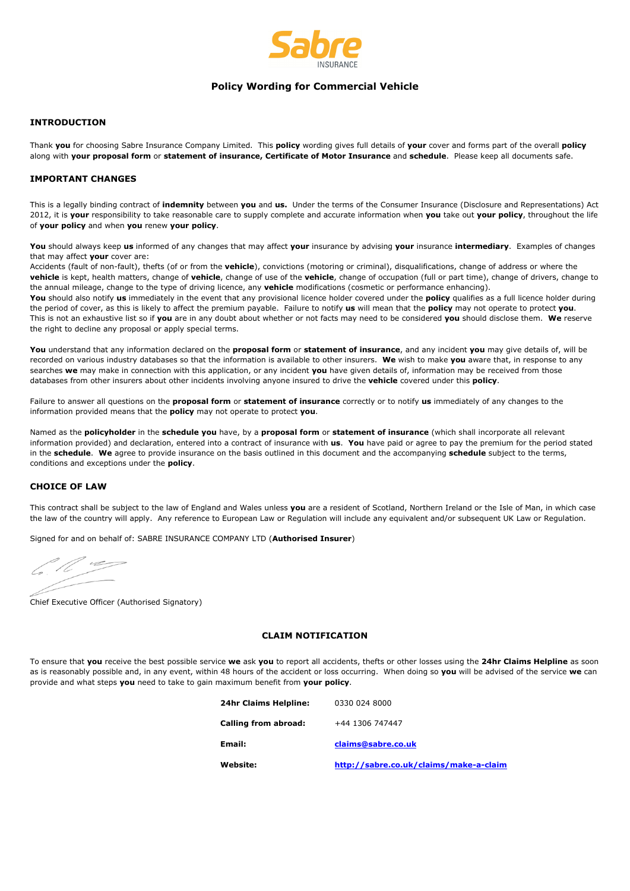Sabre INSURANCE

# Policy Wording for Commercial Vehicle

## INTRODUCTION

Thank **you** for choosing Sabre Insurance Company Limited. This **policy** wording gives full details of **your** cover and forms part of the overall **policy** along with **your proposal form** or **statement of insurance, Certificate of Motor Insurance** and **schedule**. Please keep all documents safe.

## IMPORTANT CHANGES

This is a legally binding contract of **indemnity** between **you** and **us.** Under the terms of the Consumer Insurance (Disclosure and Representations) Act 2012, it is **your** responsibility to take reasonable care to supply complete and accurate information when **you** take out **your policy**, throughout the life of **your policy** and when **you** renew **your policy**.

**You** should always keep **us** informed of any changes that may affect **your** insurance by advising **your** insurance **intermediary**. Examples of changes that may affect **your** cover are:
Accidents (fault of non-fault), thefts (of or from the **vehicle**), convictions (motoring or criminal), disqualifications, change of address or where the **vehicle** is kept, health matters, change of **vehicle**, change of use of the **vehicle**, change of occupation (full or part time), change of drivers, change to the annual mileage, change to the type of driving licence, any **vehicle** modifications (cosmetic or performance enhancing).
**You** should also notify **us** immediately in the event that any provisional licence holder covered under the **policy** qualifies as a full licence holder during the period of cover, as this is likely to affect the premium payable. Failure to notify **us** will mean that the **policy** may not operate to protect **you**.
This is not an exhaustive list so if **you** are in any doubt about whether or not facts may need to be considered **you** should disclose them. **We** reserve the right to decline any proposal or apply special terms.

**You** understand that any information declared on the **proposal form** or **statement of insurance**, and any incident **you** may give details of, will be recorded on various industry databases so that the information is available to other insurers. **We** wish to make **you** aware that, in response to any searches **we** may make in connection with this application, or any incident **you** have given details of, information may be received from those databases from other insurers about other incidents involving anyone insured to drive the **vehicle** covered under this **policy**.

Failure to answer all questions on the **proposal form** or **statement of insurance** correctly or to notify **us** immediately of any changes to the information provided means that the **policy** may not operate to protect **you**.

Named as the **policyholder** in the **schedule you** have, by a **proposal form** or **statement of insurance** (which shall incorporate all relevant information provided) and declaration, entered into a contract of insurance with **us**. **You** have paid or agree to pay the premium for the period stated in the **schedule**. **We** agree to provide insurance on the basis outlined in this document and the accompanying **schedule** subject to the terms, conditions and exceptions under the **policy**.

## CHOICE OF LAW

This contract shall be subject to the law of England and Wales unless **you** are a resident of Scotland, Northern Ireland or the Isle of Man, in which case the law of the country will apply. Any reference to European Law or Regulation will include any equivalent and/or subsequent UK Law or Regulation.

Signed for and on behalf of: SABRE INSURANCE COMPANY LTD (**Authorised Insurer**)

Chief Executive Officer (Authorised Signatory)

## CLAIM NOTIFICATION

To ensure that **you** receive the best possible service **we** ask **you** to report all accidents, thefts or other losses using the **24hr Claims Helpline** as soon as is reasonably possible and, in any event, within 48 hours of the accident or loss occurring. When doing so **you** will be advised of the service **we** can provide and what steps **you** need to take to gain maximum benefit from **your policy**.

| | |
|---|---|
| **24hr Claims Helpline:** | 0330 024 8000 |
| **Calling from abroad:** | +44 1306 747447 |
| **Email:** | claims@sabre.co.uk |
| **Website:** | http://sabre.co.uk/claims/make-a-claim |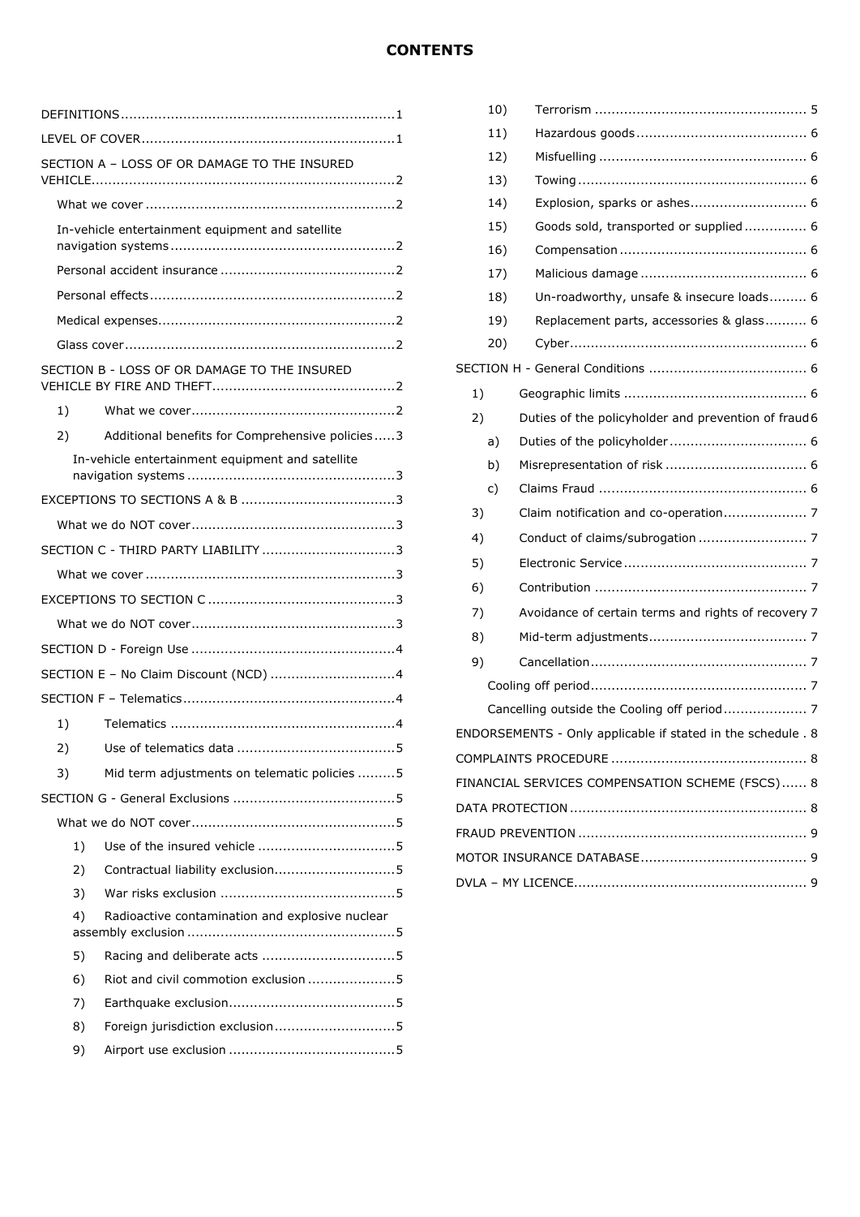# CONTENTS

- DEFINITIONS ..... 1
- LEVEL OF COVER ..... 1
- SECTION A – LOSS OF OR DAMAGE TO THE INSURED VEHICLE ..... 2
  - What we cover ..... 2
  - In-vehicle entertainment equipment and satellite navigation systems ..... 2
  - Personal accident insurance ..... 2
  - Personal effects ..... 2
  - Medical expenses ..... 2
  - Glass cover ..... 2
- SECTION B - LOSS OF OR DAMAGE TO THE INSURED VEHICLE BY FIRE AND THEFT ..... 2
  - 1) What we cover ..... 2
  - 2) Additional benefits for Comprehensive policies ..... 3
    - In-vehicle entertainment equipment and satellite navigation systems ..... 3
- EXCEPTIONS TO SECTIONS A & B ..... 3
  - What we do NOT cover ..... 3
- SECTION C - THIRD PARTY LIABILITY ..... 3
  - What we cover ..... 3
- EXCEPTIONS TO SECTION C ..... 3
  - What we do NOT cover ..... 3
- SECTION D - Foreign Use ..... 4
- SECTION E – No Claim Discount (NCD) ..... 4
- SECTION F – Telematics ..... 4
  - 1) Telematics ..... 4
  - 2) Use of telematics data ..... 5
  - 3) Mid term adjustments on telematic policies ..... 5
- SECTION G - General Exclusions ..... 5
  - What we do NOT cover ..... 5
    - 1) Use of the insured vehicle ..... 5
    - 2) Contractual liability exclusion ..... 5
    - 3) War risks exclusion ..... 5
    - 4) Radioactive contamination and explosive nuclear assembly exclusion ..... 5
    - 5) Racing and deliberate acts ..... 5
    - 6) Riot and civil commotion exclusion ..... 5
    - 7) Earthquake exclusion ..... 5
    - 8) Foreign jurisdiction exclusion ..... 5
    - 9) Airport use exclusion ..... 5
    - 10) Terrorism ..... 5
    - 11) Hazardous goods ..... 6
    - 12) Misfuelling ..... 6
    - 13) Towing ..... 6
    - 14) Explosion, sparks or ashes ..... 6
    - 15) Goods sold, transported or supplied ..... 6
    - 16) Compensation ..... 6
    - 17) Malicious damage ..... 6
    - 18) Un-roadworthy, unsafe & insecure loads ..... 6
    - 19) Replacement parts, accessories & glass ..... 6
    - 20) Cyber ..... 6
- SECTION H - General Conditions ..... 6
  - 1) Geographic limits ..... 6
  - 2) Duties of the policyholder and prevention of fraud ..... 6
    - a) Duties of the policyholder ..... 6
    - b) Misrepresentation of risk ..... 6
    - c) Claims Fraud ..... 6
  - 3) Claim notification and co-operation ..... 7
  - 4) Conduct of claims/subrogation ..... 7
  - 5) Electronic Service ..... 7
  - 6) Contribution ..... 7
  - 7) Avoidance of certain terms and rights of recovery ..... 7
  - 8) Mid-term adjustments ..... 7
  - 9) Cancellation ..... 7
    - Cooling off period ..... 7
    - Cancelling outside the Cooling off period ..... 7
- ENDORSEMENTS - Only applicable if stated in the schedule ..... 8
- COMPLAINTS PROCEDURE ..... 8
- FINANCIAL SERVICES COMPENSATION SCHEME (FSCS) ..... 8
- DATA PROTECTION ..... 8
- FRAUD PREVENTION ..... 9
- MOTOR INSURANCE DATABASE ..... 9
- DVLA – MY LICENCE ..... 9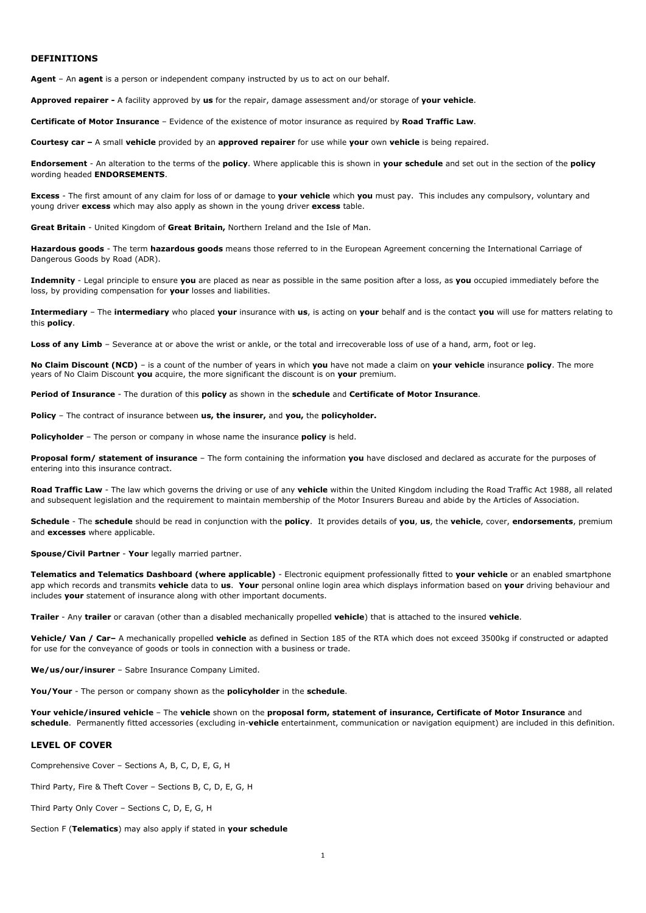## DEFINITIONS

**Agent** – An **agent** is a person or independent company instructed by us to act on our behalf.

**Approved repairer -** A facility approved by **us** for the repair, damage assessment and/or storage of **your vehicle**.

**Certificate of Motor Insurance** – Evidence of the existence of motor insurance as required by **Road Traffic Law**.

**Courtesy car –** A small **vehicle** provided by an **approved repairer** for use while **your** own **vehicle** is being repaired.

**Endorsement** - An alteration to the terms of the **policy**. Where applicable this is shown in **your schedule** and set out in the section of the **policy** wording headed **ENDORSEMENTS**.

**Excess** - The first amount of any claim for loss of or damage to **your vehicle** which **you** must pay. This includes any compulsory, voluntary and young driver **excess** which may also apply as shown in the young driver **excess** table.

**Great Britain** - United Kingdom of **Great Britain,** Northern Ireland and the Isle of Man.

**Hazardous goods** - The term **hazardous goods** means those referred to in the European Agreement concerning the International Carriage of Dangerous Goods by Road (ADR).

**Indemnity** - Legal principle to ensure **you** are placed as near as possible in the same position after a loss, as **you** occupied immediately before the loss, by providing compensation for **your** losses and liabilities.

**Intermediary** – The **intermediary** who placed **your** insurance with **us**, is acting on **your** behalf and is the contact **you** will use for matters relating to this **policy**.

**Loss of any Limb** – Severance at or above the wrist or ankle, or the total and irrecoverable loss of use of a hand, arm, foot or leg.

**No Claim Discount (NCD)** – is a count of the number of years in which **you** have not made a claim on **your vehicle** insurance **policy**. The more years of No Claim Discount **you** acquire, the more significant the discount is on **your** premium.

**Period of Insurance** - The duration of this **policy** as shown in the **schedule** and **Certificate of Motor Insurance**.

**Policy** – The contract of insurance between **us, the insurer,** and **you,** the **policyholder.**

**Policyholder** – The person or company in whose name the insurance **policy** is held.

**Proposal form/ statement of insurance** – The form containing the information **you** have disclosed and declared as accurate for the purposes of entering into this insurance contract.

**Road Traffic Law** - The law which governs the driving or use of any **vehicle** within the United Kingdom including the Road Traffic Act 1988, all related and subsequent legislation and the requirement to maintain membership of the Motor Insurers Bureau and abide by the Articles of Association.

**Schedule** - The **schedule** should be read in conjunction with the **policy**. It provides details of **you**, **us**, the **vehicle**, cover, **endorsements**, premium and **excesses** where applicable.

**Spouse/Civil Partner** - **Your** legally married partner.

**Telematics and Telematics Dashboard (where applicable)** - Electronic equipment professionally fitted to **your vehicle** or an enabled smartphone app which records and transmits **vehicle** data to **us**. **Your** personal online login area which displays information based on **your** driving behaviour and includes **your** statement of insurance along with other important documents.

**Trailer** - Any **trailer** or caravan (other than a disabled mechanically propelled **vehicle**) that is attached to the insured **vehicle**.

**Vehicle/ Van / Car–** A mechanically propelled **vehicle** as defined in Section 185 of the RTA which does not exceed 3500kg if constructed or adapted for use for the conveyance of goods or tools in connection with a business or trade.

**We/us/our/insurer** – Sabre Insurance Company Limited.

**You/Your** - The person or company shown as the **policyholder** in the **schedule**.

**Your vehicle/insured vehicle** – The **vehicle** shown on the **proposal form, statement of insurance, Certificate of Motor Insurance** and **schedule**. Permanently fitted accessories (excluding in-**vehicle** entertainment, communication or navigation equipment) are included in this definition.

## LEVEL OF COVER

Comprehensive Cover – Sections A, B, C, D, E, G, H

Third Party, Fire & Theft Cover – Sections B, C, D, E, G, H

Third Party Only Cover – Sections C, D, E, G, H

Section F (**Telematics**) may also apply if stated in **your schedule**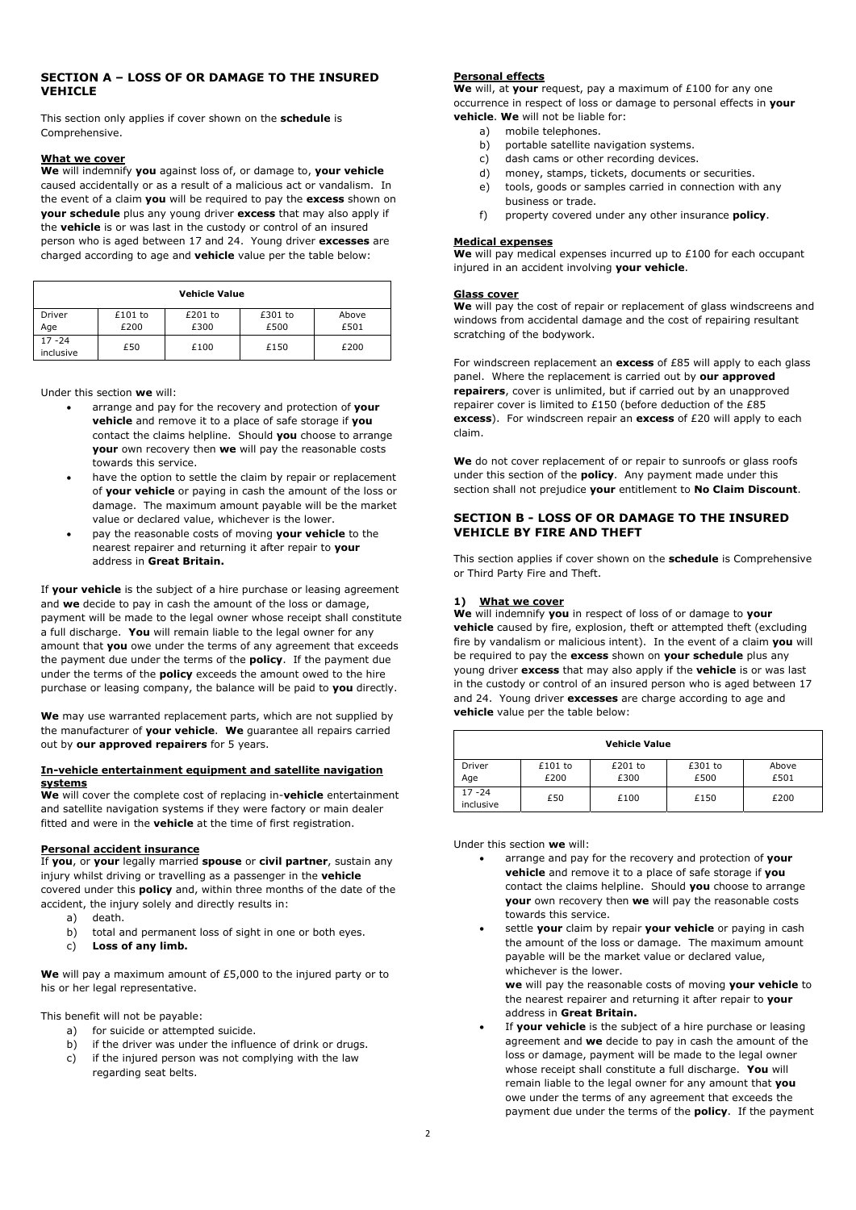## SECTION A – LOSS OF OR DAMAGE TO THE INSURED VEHICLE

This section only applies if cover shown on the **schedule** is Comprehensive.

**What we cover**

**We** will indemnify **you** against loss of, or damage to, **your vehicle** caused accidentally or as a result of a malicious act or vandalism. In the event of a claim **you** will be required to pay the **excess** shown on **your schedule** plus any young driver **excess** that may also apply if the **vehicle** is or was last in the custody or control of an insured person who is aged between 17 and 24. Young driver **excesses** are charged according to age and **vehicle** value per the table below:

| Vehicle Value | | | | |
|---|---|---|---|---|
| Driver Age | £101 to £200 | £201 to £300 | £301 to £500 | Above £501 |
| 17 -24 inclusive | £50 | £100 | £150 | £200 |

Under this section **we** will:

- arrange and pay for the recovery and protection of **your vehicle** and remove it to a place of safe storage if **you** contact the claims helpline. Should **you** choose to arrange **your** own recovery then **we** will pay the reasonable costs towards this service.
- have the option to settle the claim by repair or replacement of **your vehicle** or paying in cash the amount of the loss or damage. The maximum amount payable will be the market value or declared value, whichever is the lower.
- pay the reasonable costs of moving **your vehicle** to the nearest repairer and returning it after repair to **your** address in **Great Britain.**

If **your vehicle** is the subject of a hire purchase or leasing agreement and **we** decide to pay in cash the amount of the loss or damage, payment will be made to the legal owner whose receipt shall constitute a full discharge. **You** will remain liable to the legal owner for any amount that **you** owe under the terms of any agreement that exceeds the payment due under the terms of the **policy**. If the payment due under the terms of the **policy** exceeds the amount owed to the hire purchase or leasing company, the balance will be paid to **you** directly.

**We** may use warranted replacement parts, which are not supplied by the manufacturer of **your vehicle**. **We** guarantee all repairs carried out by **our approved repairers** for 5 years.

**In-vehicle entertainment equipment and satellite navigation systems**

**We** will cover the complete cost of replacing in-**vehicle** entertainment and satellite navigation systems if they were factory or main dealer fitted and were in the **vehicle** at the time of first registration.

**Personal accident insurance**

If **you**, or **your** legally married **spouse** or **civil partner**, sustain any injury whilst driving or travelling as a passenger in the **vehicle** covered under this **policy** and, within three months of the date of the accident, the injury solely and directly results in:

a) death.
b) total and permanent loss of sight in one or both eyes.
c) **Loss of any limb.**

**We** will pay a maximum amount of £5,000 to the injured party or to his or her legal representative.

This benefit will not be payable:

a) for suicide or attempted suicide.
b) if the driver was under the influence of drink or drugs.
c) if the injured person was not complying with the law regarding seat belts.

**Personal effects**

**We** will, at **your** request, pay a maximum of £100 for any one occurrence in respect of loss or damage to personal effects in **your vehicle**. **We** will not be liable for:

a) mobile telephones.
b) portable satellite navigation systems.
c) dash cams or other recording devices.
d) money, stamps, tickets, documents or securities.
e) tools, goods or samples carried in connection with any business or trade.
f) property covered under any other insurance **policy**.

**Medical expenses**

**We** will pay medical expenses incurred up to £100 for each occupant injured in an accident involving **your vehicle**.

**Glass cover**

**We** will pay the cost of repair or replacement of glass windscreens and windows from accidental damage and the cost of repairing resultant scratching of the bodywork.

For windscreen replacement an **excess** of £85 will apply to each glass panel. Where the replacement is carried out by **our approved repairers**, cover is unlimited, but if carried out by an unapproved repairer cover is limited to £150 (before deduction of the £85 **excess**). For windscreen repair an **excess** of £20 will apply to each claim.

**We** do not cover replacement of or repair to sunroofs or glass roofs under this section of the **policy**. Any payment made under this section shall not prejudice **your** entitlement to **No Claim Discount**.

## SECTION B - LOSS OF OR DAMAGE TO THE INSURED VEHICLE BY FIRE AND THEFT

This section applies if cover shown on the **schedule** is Comprehensive or Third Party Fire and Theft.

**1) What we cover**

**We** will indemnify **you** in respect of loss of or damage to **your vehicle** caused by fire, explosion, theft or attempted theft (excluding fire by vandalism or malicious intent). In the event of a claim **you** will be required to pay the **excess** shown on **your schedule** plus any young driver **excess** that may also apply if the **vehicle** is or was last in the custody or control of an insured person who is aged between 17 and 24. Young driver **excesses** are charge according to age and **vehicle** value per the table below:

| Vehicle Value | | | | |
|---|---|---|---|---|
| Driver Age | £101 to £200 | £201 to £300 | £301 to £500 | Above £501 |
| 17 -24 inclusive | £50 | £100 | £150 | £200 |

Under this section **we** will:

- arrange and pay for the recovery and protection of **your vehicle** and remove it to a place of safe storage if **you** contact the claims helpline. Should **you** choose to arrange **your** own recovery then **we** will pay the reasonable costs towards this service.
- settle **your** claim by repair **your vehicle** or paying in cash the amount of the loss or damage. The maximum amount payable will be the market value or declared value, whichever is the lower.
  **we** will pay the reasonable costs of moving **your vehicle** to the nearest repairer and returning it after repair to **your** address in **Great Britain.**
- If **your vehicle** is the subject of a hire purchase or leasing agreement and **we** decide to pay in cash the amount of the loss or damage, payment will be made to the legal owner whose receipt shall constitute a full discharge. **You** will remain liable to the legal owner for any amount that **you** owe under the terms of any agreement that exceeds the payment due under the terms of the **policy**. If the payment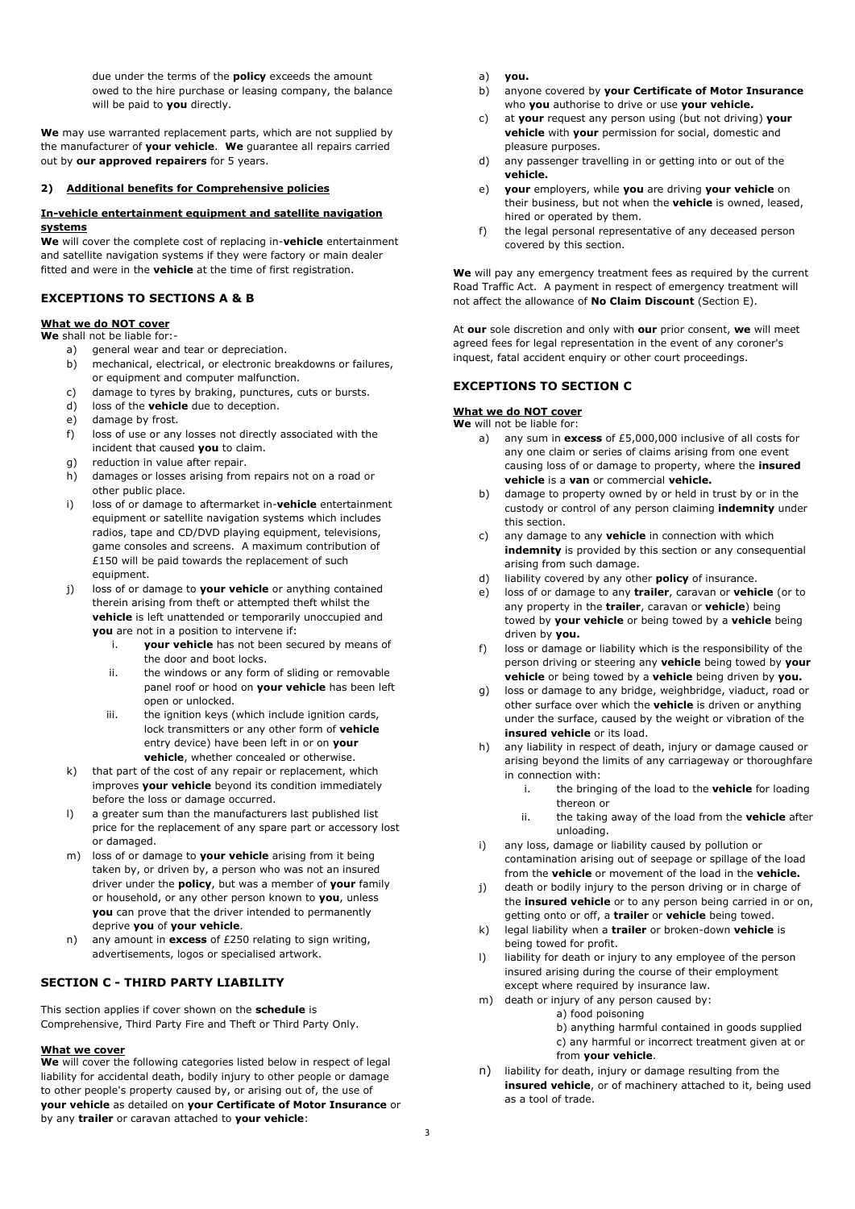due under the terms of the **policy** exceeds the amount owed to the hire purchase or leasing company, the balance will be paid to **you** directly.

**We** may use warranted replacement parts, which are not supplied by the manufacturer of **your vehicle**. **We** guarantee all repairs carried out by **our approved repairers** for 5 years.

### 2) Additional benefits for Comprehensive policies

**In-vehicle entertainment equipment and satellite navigation systems**

**We** will cover the complete cost of replacing in-**vehicle** entertainment and satellite navigation systems if they were factory or main dealer fitted and were in the **vehicle** at the time of first registration.

## EXCEPTIONS TO SECTIONS A & B

**What we do NOT cover**

**We** shall not be liable for:-

a) general wear and tear or depreciation.
b) mechanical, electrical, or electronic breakdowns or failures, or equipment and computer malfunction.
c) damage to tyres by braking, punctures, cuts or bursts.
d) loss of the **vehicle** due to deception.
e) damage by frost.
f) loss of use or any losses not directly associated with the incident that caused **you** to claim.
g) reduction in value after repair.
h) damages or losses arising from repairs not on a road or other public place.
i) loss of or damage to aftermarket in-**vehicle** entertainment equipment or satellite navigation systems which includes radios, tape and CD/DVD playing equipment, televisions, game consoles and screens. A maximum contribution of £150 will be paid towards the replacement of such equipment.
j) loss of or damage to **your vehicle** or anything contained therein arising from theft or attempted theft whilst the **vehicle** is left unattended or temporarily unoccupied and **you** are not in a position to intervene if:
    i. **your vehicle** has not been secured by means of the door and boot locks.
    ii. the windows or any form of sliding or removable panel roof or hood on **your vehicle** has been left open or unlocked.
    iii. the ignition keys (which include ignition cards, lock transmitters or any other form of **vehicle** entry device) have been left in or on **your vehicle**, whether concealed or otherwise.
k) that part of the cost of any repair or replacement, which improves **your vehicle** beyond its condition immediately before the loss or damage occurred.
l) a greater sum than the manufacturers last published list price for the replacement of any spare part or accessory lost or damaged.
m) loss of or damage to **your vehicle** arising from it being taken by, or driven by, a person who was not an insured driver under the **policy**, but was a member of **your** family or household, or any other person known to **you**, unless **you** can prove that the driver intended to permanently deprive **you** of **your vehicle**.
n) any amount in **excess** of £250 relating to sign writing, advertisements, logos or specialised artwork.

## SECTION C - THIRD PARTY LIABILITY

This section applies if cover shown on the **schedule** is Comprehensive, Third Party Fire and Theft or Third Party Only.

**What we cover**

**We** will cover the following categories listed below in respect of legal liability for accidental death, bodily injury to other people or damage to other people's property caused by, or arising out of, the use of **your vehicle** as detailed on **your Certificate of Motor Insurance** or by any **trailer** or caravan attached to **your vehicle**:

a) **you.**
b) anyone covered by **your Certificate of Motor Insurance** who **you** authorise to drive or use **your vehicle.**
c) at **your** request any person using (but not driving) **your vehicle** with **your** permission for social, domestic and pleasure purposes.
d) any passenger travelling in or getting into or out of the **vehicle.**
e) **your** employers, while **you** are driving **your vehicle** on their business, but not when the **vehicle** is owned, leased, hired or operated by them.
f) the legal personal representative of any deceased person covered by this section.

**We** will pay any emergency treatment fees as required by the current Road Traffic Act. A payment in respect of emergency treatment will not affect the allowance of **No Claim Discount** (Section E).

At **our** sole discretion and only with **our** prior consent, **we** will meet agreed fees for legal representation in the event of any coroner's inquest, fatal accident enquiry or other court proceedings.

## EXCEPTIONS TO SECTION C

**What we do NOT cover**

**We** will not be liable for:

a) any sum in **excess** of £5,000,000 inclusive of all costs for any one claim or series of claims arising from one event causing loss of or damage to property, where the **insured vehicle** is a **van** or commercial **vehicle.**
b) damage to property owned by or held in trust by or in the custody or control of any person claiming **indemnity** under this section.
c) any damage to any **vehicle** in connection with which **indemnity** is provided by this section or any consequential arising from such damage.
d) liability covered by any other **policy** of insurance.
e) loss of or damage to any **trailer**, caravan or **vehicle** (or to any property in the **trailer**, caravan or **vehicle**) being towed by **your vehicle** or being towed by a **vehicle** being driven by **you.**
f) loss or damage or liability which is the responsibility of the person driving or steering any **vehicle** being towed by **your vehicle** or being towed by a **vehicle** being driven by **you.**
g) loss or damage to any bridge, weighbridge, viaduct, road or other surface over which the **vehicle** is driven or anything under the surface, caused by the weight or vibration of the **insured vehicle** or its load.
h) any liability in respect of death, injury or damage caused or arising beyond the limits of any carriageway or thoroughfare in connection with:
    i. the bringing of the load to the **vehicle** for loading thereon or
    ii. the taking away of the load from the **vehicle** after unloading.
i) any loss, damage or liability caused by pollution or contamination arising out of seepage or spillage of the load from the **vehicle** or movement of the load in the **vehicle.**
j) death or bodily injury to the person driving or in charge of the **insured vehicle** or to any person being carried in or on, getting onto or off, a **trailer** or **vehicle** being towed.
k) legal liability when a **trailer** or broken-down **vehicle** is being towed for profit.
l) liability for death or injury to any employee of the person insured arising during the course of their employment except where required by insurance law.
m) death or injury of any person caused by:
    a) food poisoning
    b) anything harmful contained in goods supplied
    c) any harmful or incorrect treatment given at or from **your vehicle**.
n) liability for death, injury or damage resulting from the **insured vehicle**, or of machinery attached to it, being used as a tool of trade.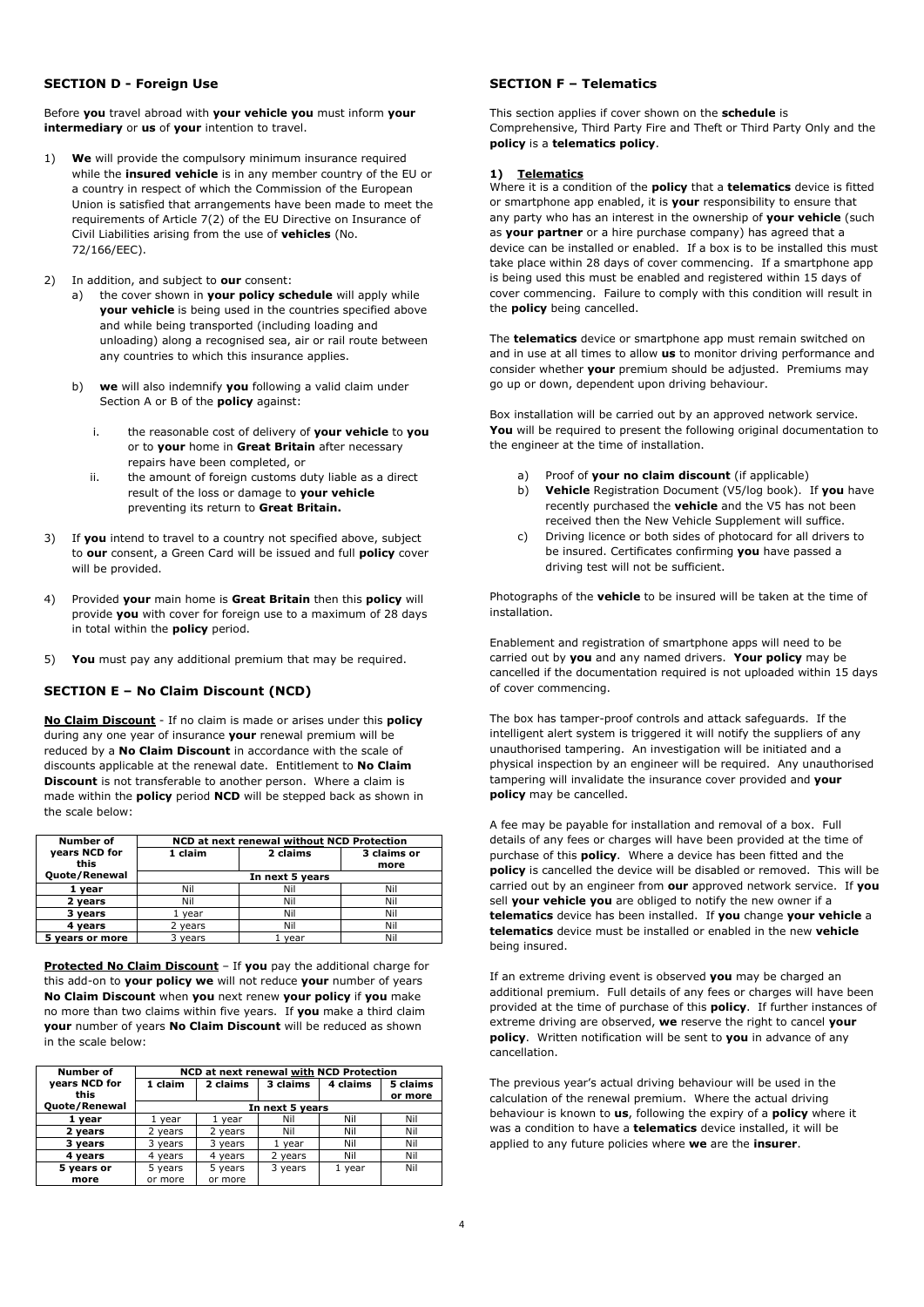## SECTION D - Foreign Use

Before **you** travel abroad with **your vehicle you** must inform **your intermediary** or **us** of **your** intention to travel.

1) **We** will provide the compulsory minimum insurance required while the **insured vehicle** is in any member country of the EU or a country in respect of which the Commission of the European Union is satisfied that arrangements have been made to meet the requirements of Article 7(2) of the EU Directive on Insurance of Civil Liabilities arising from the use of **vehicles** (No. 72/166/EEC).

2) In addition, and subject to **our** consent:
   a) the cover shown in **your policy schedule** will apply while **your vehicle** is being used in the countries specified above and while being transported (including loading and unloading) along a recognised sea, air or rail route between any countries to which this insurance applies.

   b) **we** will also indemnify **you** following a valid claim under Section A or B of the **policy** against:

      i. the reasonable cost of delivery of **your vehicle** to **you** or to **your** home in **Great Britain** after necessary repairs have been completed, or
      ii. the amount of foreign customs duty liable as a direct result of the loss or damage to **your vehicle** preventing its return to **Great Britain.**

3) If **you** intend to travel to a country not specified above, subject to **our** consent, a Green Card will be issued and full **policy** cover will be provided.

4) Provided **your** main home is **Great Britain** then this **policy** will provide **you** with cover for foreign use to a maximum of 28 days in total within the **policy** period.

5) **You** must pay any additional premium that may be required.

## SECTION E – No Claim Discount (NCD)

**No Claim Discount** - If no claim is made or arises under this **policy** during any one year of insurance **your** renewal premium will be reduced by a **No Claim Discount** in accordance with the scale of discounts applicable at the renewal date. Entitlement to **No Claim Discount** is not transferable to another person. Where a claim is made within the **policy** period **NCD** will be stepped back as shown in the scale below:

| Number of years NCD for this Quote/Renewal | NCD at next renewal without NCD Protection | | |
|---|---|---|---|
| | 1 claim | 2 claims | 3 claims or more |
| | In next 5 years | | |
| 1 year | Nil | Nil | Nil |
| 2 years | Nil | Nil | Nil |
| 3 years | 1 year | Nil | Nil |
| 4 years | 2 years | Nil | Nil |
| 5 years or more | 3 years | 1 year | Nil |

**Protected No Claim Discount** – If **you** pay the additional charge for this add-on to **your policy we** will not reduce **your** number of years **No Claim Discount** when **you** next renew **your policy** if **you** make no more than two claims within five years. If **you** make a third claim **your** number of years **No Claim Discount** will be reduced as shown in the scale below:

| Number of years NCD for this Quote/Renewal | NCD at next renewal with NCD Protection | | | | |
|---|---|---|---|---|---|
| | 1 claim | 2 claims | 3 claims | 4 claims | 5 claims or more |
| | In next 5 years | | | | |
| 1 year | 1 year | 1 year | Nil | Nil | Nil |
| 2 years | 2 years | 2 years | Nil | Nil | Nil |
| 3 years | 3 years | 3 years | 1 year | Nil | Nil |
| 4 years | 4 years | 4 years | 2 years | Nil | Nil |
| 5 years or more | 5 years or more | 5 years or more | 3 years | 1 year | Nil |

## SECTION F – Telematics

This section applies if cover shown on the **schedule** is Comprehensive, Third Party Fire and Theft or Third Party Only and the **policy** is a **telematics policy**.

### 1) Telematics

Where it is a condition of the **policy** that a **telematics** device is fitted or smartphone app enabled, it is **your** responsibility to ensure that any party who has an interest in the ownership of **your vehicle** (such as **your partner** or a hire purchase company) has agreed that a device can be installed or enabled. If a box is to be installed this must take place within 28 days of cover commencing. If a smartphone app is being used this must be enabled and registered within 15 days of cover commencing. Failure to comply with this condition will result in the **policy** being cancelled.

The **telematics** device or smartphone app must remain switched on and in use at all times to allow **us** to monitor driving performance and consider whether **your** premium should be adjusted. Premiums may go up or down, dependent upon driving behaviour.

Box installation will be carried out by an approved network service. **You** will be required to present the following original documentation to the engineer at the time of installation.

a) Proof of **your no claim discount** (if applicable)
b) **Vehicle** Registration Document (V5/log book). If **you** have recently purchased the **vehicle** and the V5 has not been received then the New Vehicle Supplement will suffice.
c) Driving licence or both sides of photocard for all drivers to be insured. Certificates confirming **you** have passed a driving test will not be sufficient.

Photographs of the **vehicle** to be insured will be taken at the time of installation.

Enablement and registration of smartphone apps will need to be carried out by **you** and any named drivers. **Your policy** may be cancelled if the documentation required is not uploaded within 15 days of cover commencing.

The box has tamper-proof controls and attack safeguards. If the intelligent alert system is triggered it will notify the suppliers of any unauthorised tampering. An investigation will be initiated and a physical inspection by an engineer will be required. Any unauthorised tampering will invalidate the insurance cover provided and **your policy** may be cancelled.

A fee may be payable for installation and removal of a box. Full details of any fees or charges will have been provided at the time of purchase of this **policy**. Where a device has been fitted and the **policy** is cancelled the device will be disabled or removed. This will be carried out by an engineer from **our** approved network service. If **you** sell **your vehicle you** are obliged to notify the new owner if a **telematics** device has been installed. If **you** change **your vehicle** a **telematics** device must be installed or enabled in the new **vehicle** being insured.

If an extreme driving event is observed **you** may be charged an additional premium. Full details of any fees or charges will have been provided at the time of purchase of this **policy**. If further instances of extreme driving are observed, **we** reserve the right to cancel **your policy**. Written notification will be sent to **you** in advance of any cancellation.

The previous year's actual driving behaviour will be used in the calculation of the renewal premium. Where the actual driving behaviour is known to **us**, following the expiry of a **policy** where it was a condition to have a **telematics** device installed, it will be applied to any future policies where **we** are the **insurer**.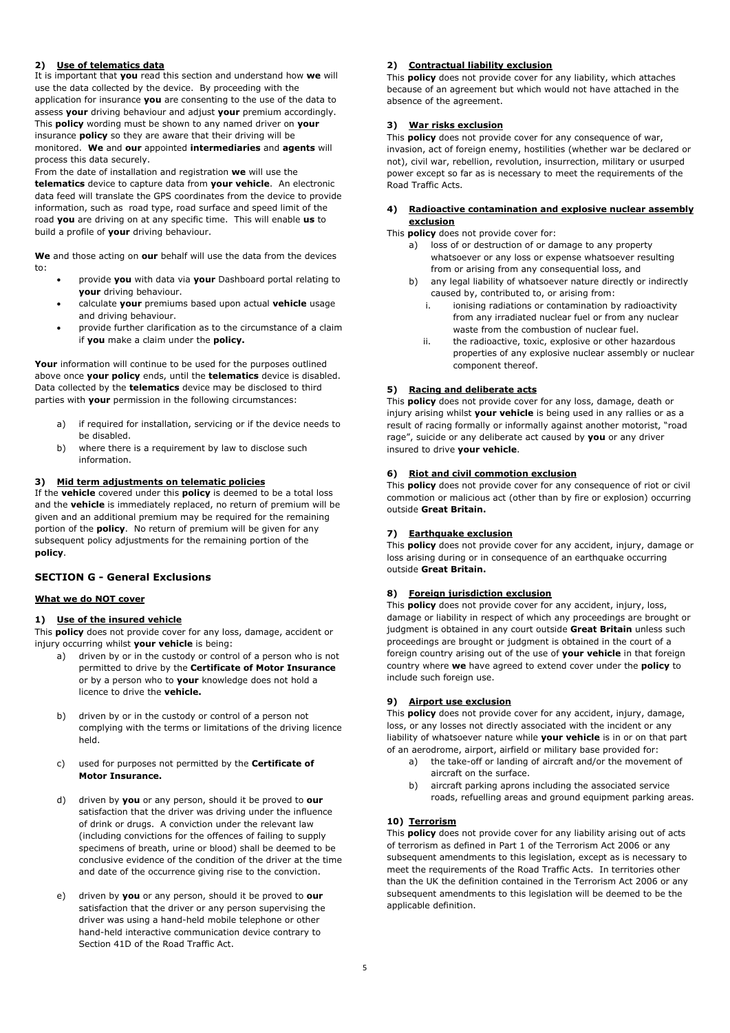### 2) Use of telematics data

It is important that **you** read this section and understand how **we** will use the data collected by the device. By proceeding with the application for insurance **you** are consenting to the use of the data to assess **your** driving behaviour and adjust **your** premium accordingly. This **policy** wording must be shown to any named driver on **your** insurance **policy** so they are aware that their driving will be monitored. **We** and **our** appointed **intermediaries** and **agents** will process this data securely.

From the date of installation and registration **we** will use the **telematics** device to capture data from **your vehicle**. An electronic data feed will translate the GPS coordinates from the device to provide information, such as road type, road surface and speed limit of the road **you** are driving on at any specific time. This will enable **us** to build a profile of **your** driving behaviour.

**We** and those acting on **our** behalf will use the data from the devices to:

- provide **you** with data via **your** Dashboard portal relating to **your** driving behaviour.
- calculate **your** premiums based upon actual **vehicle** usage and driving behaviour.
- provide further clarification as to the circumstance of a claim if **you** make a claim under the **policy.**

**Your** information will continue to be used for the purposes outlined above once **your policy** ends, until the **telematics** device is disabled. Data collected by the **telematics** device may be disclosed to third parties with **your** permission in the following circumstances:

a) if required for installation, servicing or if the device needs to be disabled.
b) where there is a requirement by law to disclose such information.

### 3) Mid term adjustments on telematic policies

If the **vehicle** covered under this **policy** is deemed to be a total loss and the **vehicle** is immediately replaced, no return of premium will be given and an additional premium may be required for the remaining portion of the **policy**. No return of premium will be given for any subsequent policy adjustments for the remaining portion of the **policy**.

## SECTION G - General Exclusions

**What we do NOT cover**

### 1) Use of the insured vehicle

This **policy** does not provide cover for any loss, damage, accident or injury occurring whilst **your vehicle** is being:

a) driven by or in the custody or control of a person who is not permitted to drive by the **Certificate of Motor Insurance** or by a person who to **your** knowledge does not hold a licence to drive the **vehicle.**

b) driven by or in the custody or control of a person not complying with the terms or limitations of the driving licence held.

c) used for purposes not permitted by the **Certificate of Motor Insurance.**

d) driven by **you** or any person, should it be proved to **our** satisfaction that the driver was driving under the influence of drink or drugs. A conviction under the relevant law (including convictions for the offences of failing to supply specimens of breath, urine or blood) shall be deemed to be conclusive evidence of the condition of the driver at the time and date of the occurrence giving rise to the conviction.

e) driven by **you** or any person, should it be proved to **our** satisfaction that the driver or any person supervising the driver was using a hand-held mobile telephone or other hand-held interactive communication device contrary to Section 41D of the Road Traffic Act.

### 2) Contractual liability exclusion

This **policy** does not provide cover for any liability, which attaches because of an agreement but which would not have attached in the absence of the agreement.

### 3) War risks exclusion

This **policy** does not provide cover for any consequence of war, invasion, act of foreign enemy, hostilities (whether war be declared or not), civil war, rebellion, revolution, insurrection, military or usurped power except so far as is necessary to meet the requirements of the Road Traffic Acts.

### 4) Radioactive contamination and explosive nuclear assembly exclusion

This **policy** does not provide cover for:

a) loss of or destruction of or damage to any property whatsoever or any loss or expense whatsoever resulting from or arising from any consequential loss, and
b) any legal liability of whatsoever nature directly or indirectly caused by, contributed to, or arising from:
   i. ionising radiations or contamination by radioactivity from any irradiated nuclear fuel or from any nuclear waste from the combustion of nuclear fuel.
   ii. the radioactive, toxic, explosive or other hazardous properties of any explosive nuclear assembly or nuclear component thereof.

### 5) Racing and deliberate acts

This **policy** does not provide cover for any loss, damage, death or injury arising whilst **your vehicle** is being used in any rallies or as a result of racing formally or informally against another motorist, "road rage", suicide or any deliberate act caused by **you** or any driver insured to drive **your vehicle**.

### 6) Riot and civil commotion exclusion

This **policy** does not provide cover for any consequence of riot or civil commotion or malicious act (other than by fire or explosion) occurring outside **Great Britain.**

### 7) Earthquake exclusion

This **policy** does not provide cover for any accident, injury, damage or loss arising during or in consequence of an earthquake occurring outside **Great Britain.**

### 8) Foreign jurisdiction exclusion

This **policy** does not provide cover for any accident, injury, loss, damage or liability in respect of which any proceedings are brought or judgment is obtained in any court outside **Great Britain** unless such proceedings are brought or judgment is obtained in the court of a foreign country arising out of the use of **your vehicle** in that foreign country where **we** have agreed to extend cover under the **policy** to include such foreign use.

### 9) Airport use exclusion

This **policy** does not provide cover for any accident, injury, damage, loss, or any losses not directly associated with the incident or any liability of whatsoever nature while **your vehicle** is in or on that part of an aerodrome, airport, airfield or military base provided for:

a) the take-off or landing of aircraft and/or the movement of aircraft on the surface.
b) aircraft parking aprons including the associated service roads, refuelling areas and ground equipment parking areas.

### 10) Terrorism

This **policy** does not provide cover for any liability arising out of acts of terrorism as defined in Part 1 of the Terrorism Act 2006 or any subsequent amendments to this legislation, except as is necessary to meet the requirements of the Road Traffic Acts. In territories other than the UK the definition contained in the Terrorism Act 2006 or any subsequent amendments to this legislation will be deemed to be the applicable definition.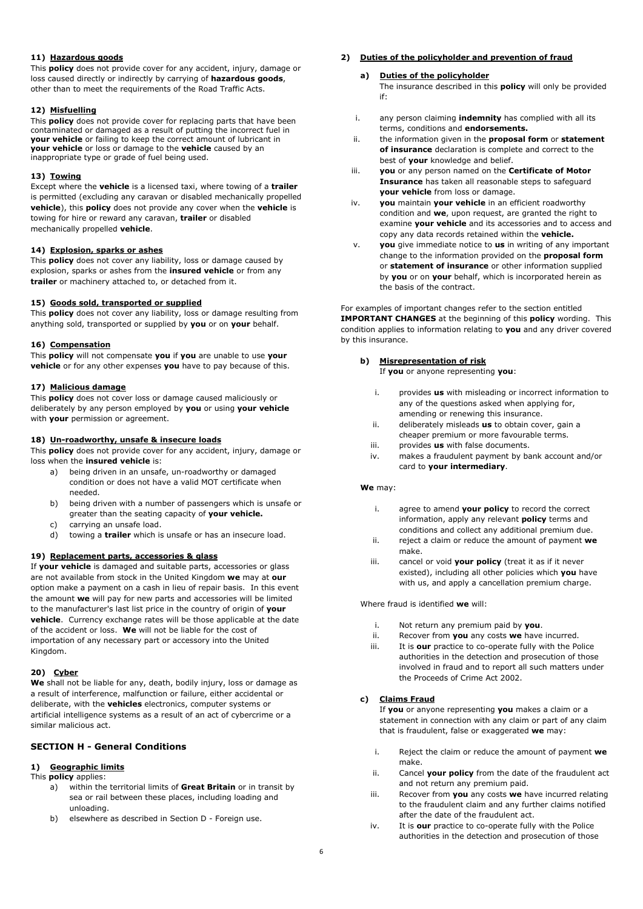#### 11) Hazardous goods

This **policy** does not provide cover for any accident, injury, damage or loss caused directly or indirectly by carrying of **hazardous goods**, other than to meet the requirements of the Road Traffic Acts.

#### 12) Misfuelling

This **policy** does not provide cover for replacing parts that have been contaminated or damaged as a result of putting the incorrect fuel in **your vehicle** or failing to keep the correct amount of lubricant in **your vehicle** or loss or damage to the **vehicle** caused by an inappropriate type or grade of fuel being used.

#### 13) Towing

Except where the **vehicle** is a licensed taxi, where towing of a **trailer** is permitted (excluding any caravan or disabled mechanically propelled **vehicle**), this **policy** does not provide any cover when the **vehicle** is towing for hire or reward any caravan, **trailer** or disabled mechanically propelled **vehicle**.

#### 14) Explosion, sparks or ashes

This **policy** does not cover any liability, loss or damage caused by explosion, sparks or ashes from the **insured vehicle** or from any **trailer** or machinery attached to, or detached from it.

#### 15) Goods sold, transported or supplied

This **policy** does not cover any liability, loss or damage resulting from anything sold, transported or supplied by **you** or on **your** behalf.

#### 16) Compensation

This **policy** will not compensate **you** if **you** are unable to use **your vehicle** or for any other expenses **you** have to pay because of this.

#### 17) Malicious damage

This **policy** does not cover loss or damage caused maliciously or deliberately by any person employed by **you** or using **your vehicle** with **your** permission or agreement.

#### 18) Un-roadworthy, unsafe & insecure loads

This **policy** does not provide cover for any accident, injury, damage or loss when the **insured vehicle** is:

a) being driven in an unsafe, un-roadworthy or damaged condition or does not have a valid MOT certificate when needed.
b) being driven with a number of passengers which is unsafe or greater than the seating capacity of **your vehicle.**
c) carrying an unsafe load.
d) towing a **trailer** which is unsafe or has an insecure load.

#### 19) Replacement parts, accessories & glass

If **your vehicle** is damaged and suitable parts, accessories or glass are not available from stock in the United Kingdom **we** may at **our** option make a payment on a cash in lieu of repair basis. In this event the amount **we** will pay for new parts and accessories will be limited to the manufacturer's last list price in the country of origin of **your vehicle**. Currency exchange rates will be those applicable at the date of the accident or loss. **We** will not be liable for the cost of importation of any necessary part or accessory into the United Kingdom.

#### 20) Cyber

**We** shall not be liable for any, death, bodily injury, loss or damage as a result of interference, malfunction or failure, either accidental or deliberate, with the **vehicles** electronics, computer systems or artificial intelligence systems as a result of an act of cybercrime or a similar malicious act.

## SECTION H - General Conditions

#### 1) Geographic limits

This **policy** applies:

a) within the territorial limits of **Great Britain** or in transit by sea or rail between these places, including loading and unloading.
b) elsewhere as described in Section D - Foreign use.

#### 2) Duties of the policyholder and prevention of fraud

**a) Duties of the policyholder**

The insurance described in this **policy** will only be provided if:

i. any person claiming **indemnity** has complied with all its terms, conditions and **endorsements.**
ii. the information given in the **proposal form** or **statement of insurance** declaration is complete and correct to the best of **your** knowledge and belief.
iii. **you** or any person named on the **Certificate of Motor Insurance** has taken all reasonable steps to safeguard **your vehicle** from loss or damage.
iv. **you** maintain **your vehicle** in an efficient roadworthy condition and **we**, upon request, are granted the right to examine **your vehicle** and its accessories and to access and copy any data records retained within the **vehicle.**
v. **you** give immediate notice to **us** in writing of any important change to the information provided on the **proposal form** or **statement of insurance** or other information supplied by **you** or on **your** behalf, which is incorporated herein as the basis of the contract.

For examples of important changes refer to the section entitled **IMPORTANT CHANGES** at the beginning of this **policy** wording. This condition applies to information relating to **you** and any driver covered by this insurance.

**b) Misrepresentation of risk**

If **you** or anyone representing **you**:

i. provides **us** with misleading or incorrect information to any of the questions asked when applying for, amending or renewing this insurance.
ii. deliberately misleads **us** to obtain cover, gain a cheaper premium or more favourable terms.
iii. provides **us** with false documents.
iv. makes a fraudulent payment by bank account and/or card to **your intermediary**.

**We** may:

i. agree to amend **your policy** to record the correct information, apply any relevant **policy** terms and conditions and collect any additional premium due.
ii. reject a claim or reduce the amount of payment **we** make.
iii. cancel or void **your policy** (treat it as if it never existed), including all other policies which **you** have with us, and apply a cancellation premium charge.

Where fraud is identified **we** will:

i. Not return any premium paid by **you**.
ii. Recover from **you** any costs **we** have incurred.
iii. It is **our** practice to co-operate fully with the Police authorities in the detection and prosecution of those involved in fraud and to report all such matters under the Proceeds of Crime Act 2002.

**c) Claims Fraud**

If **you** or anyone representing **you** makes a claim or a statement in connection with any claim or part of any claim that is fraudulent, false or exaggerated **we** may:

i. Reject the claim or reduce the amount of payment **we** make.
ii. Cancel **your policy** from the date of the fraudulent act and not return any premium paid.
iii. Recover from **you** any costs **we** have incurred relating to the fraudulent claim and any further claims notified after the date of the fraudulent act.
iv. It is **our** practice to co-operate fully with the Police authorities in the detection and prosecution of those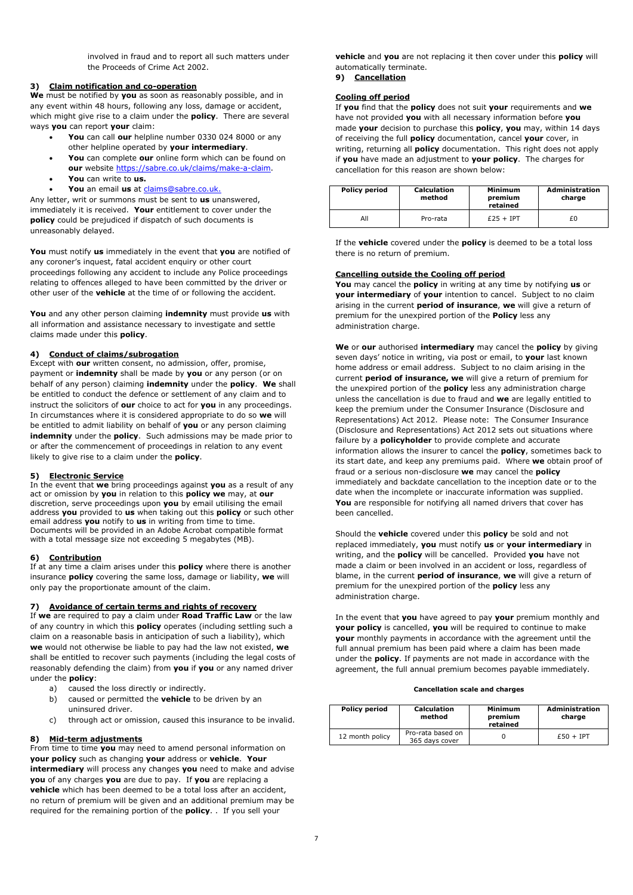involved in fraud and to report all such matters under the Proceeds of Crime Act 2002.

### 3) Claim notification and co-operation

**We** must be notified by **you** as soon as reasonably possible, and in any event within 48 hours, following any loss, damage or accident, which might give rise to a claim under the **policy**. There are several ways **you** can report **your** claim:

- **You** can call **our** helpline number 0330 024 8000 or any other helpline operated by **your intermediary**.
- **You** can complete **our** online form which can be found on **our** website https://sabre.co.uk/claims/make-a-claim.
- **You** can write to **us.**
- **You** an email **us** at claims@sabre.co.uk.

Any letter, writ or summons must be sent to **us** unanswered, immediately it is received. **Your** entitlement to cover under the **policy** could be prejudiced if dispatch of such documents is unreasonably delayed.

**You** must notify **us** immediately in the event that **you** are notified of any coroner's inquest, fatal accident enquiry or other court proceedings following any accident to include any Police proceedings relating to offences alleged to have been committed by the driver or other user of the **vehicle** at the time of or following the accident.

**You** and any other person claiming **indemnity** must provide **us** with all information and assistance necessary to investigate and settle claims made under this **policy**.

### 4) Conduct of claims/subrogation

Except with **our** written consent, no admission, offer, promise, payment or **indemnity** shall be made by **you** or any person (or on behalf of any person) claiming **indemnity** under the **policy**. **We** shall be entitled to conduct the defence or settlement of any claim and to instruct the solicitors of **our** choice to act for **you** in any proceedings. In circumstances where it is considered appropriate to do so **we** will be entitled to admit liability on behalf of **you** or any person claiming **indemnity** under the **policy**. Such admissions may be made prior to or after the commencement of proceedings in relation to any event likely to give rise to a claim under the **policy**.

### 5) Electronic Service

In the event that **we** bring proceedings against **you** as a result of any act or omission by **you** in relation to this **policy we** may, at **our** discretion, serve proceedings upon **you** by email utilising the email address **you** provided to **us** when taking out this **policy** or such other email address **you** notify to **us** in writing from time to time. Documents will be provided in an Adobe Acrobat compatible format with a total message size not exceeding 5 megabytes (MB).

### 6) Contribution

If at any time a claim arises under this **policy** where there is another insurance **policy** covering the same loss, damage or liability, **we** will only pay the proportionate amount of the claim.

### 7) Avoidance of certain terms and rights of recovery

If **we** are required to pay a claim under **Road Traffic Law** or the law of any country in which this **policy** operates (including settling such a claim on a reasonable basis in anticipation of such a liability), which **we** would not otherwise be liable to pay had the law not existed, **we** shall be entitled to recover such payments (including the legal costs of reasonably defending the claim) from **you** if **you** or any named driver under the **policy**:

a) caused the loss directly or indirectly.
b) caused or permitted the **vehicle** to be driven by an uninsured driver.
c) through act or omission, caused this insurance to be invalid.

### 8) Mid-term adjustments

From time to time **you** may need to amend personal information on **your policy** such as changing **your** address or **vehicle**. **Your intermediary** will process any changes **you** need to make and advise **you** of any charges **you** are due to pay. If **you** are replacing a **vehicle** which has been deemed to be a total loss after an accident, no return of premium will be given and an additional premium may be required for the remaining portion of the **policy**. . If you sell your **vehicle** and **you** are not replacing it then cover under this **policy** will automatically terminate.

### 9) Cancellation

**Cooling off period**

If **you** find that the **policy** does not suit **your** requirements and **we** have not provided **you** with all necessary information before **you** made **your** decision to purchase this **policy**, **you** may, within 14 days of receiving the full **policy** documentation, cancel **your** cover, in writing, returning all **policy** documentation. This right does not apply if **you** have made an adjustment to **your policy**. The charges for cancellation for this reason are shown below:

| Policy period | Calculation method | Minimum premium retained | Administration charge |
|---|---|---|---|
| All | Pro-rata | £25 + IPT | £0 |

If the **vehicle** covered under the **policy** is deemed to be a total loss there is no return of premium.

**Cancelling outside the Cooling off period**

**You** may cancel the **policy** in writing at any time by notifying **us** or **your intermediary** of **your** intention to cancel. Subject to no claim arising in the current **period of insurance**, **we** will give a return of premium for the unexpired portion of the **Policy** less any administration charge.

**We** or **our** authorised **intermediary** may cancel the **policy** by giving seven days' notice in writing, via post or email, to **your** last known home address or email address. Subject to no claim arising in the current **period of insurance, we** will give a return of premium for the unexpired portion of the **policy** less any administration charge unless the cancellation is due to fraud and **we** are legally entitled to keep the premium under the Consumer Insurance (Disclosure and Representations) Act 2012. Please note: The Consumer Insurance (Disclosure and Representations) Act 2012 sets out situations where failure by a **policyholder** to provide complete and accurate information allows the insurer to cancel the **policy**, sometimes back to its start date, and keep any premiums paid. Where **we** obtain proof of fraud or a serious non-disclosure **we** may cancel the **policy** immediately and backdate cancellation to the inception date or to the date when the incomplete or inaccurate information was supplied. **You** are responsible for notifying all named drivers that cover has been cancelled.

Should the **vehicle** covered under this **policy** be sold and not replaced immediately, **you** must notify **us** or **your intermediary** in writing, and the **policy** will be cancelled. Provided **you** have not made a claim or been involved in an accident or loss, regardless of blame, in the current **period of insurance**, **we** will give a return of premium for the unexpired portion of the **policy** less any administration charge.

In the event that **you** have agreed to pay **your** premium monthly and **your policy** is cancelled, **you** will be required to continue to make **your** monthly payments in accordance with the agreement until the full annual premium has been paid where a claim has been made under the **policy**. If payments are not made in accordance with the agreement, the full annual premium becomes payable immediately.

**Cancellation scale and charges**

| Policy period | Calculation method | Minimum premium retained | Administration charge |
|---|---|---|---|
| 12 month policy | Pro-rata based on 365 days cover | 0 | £50 + IPT |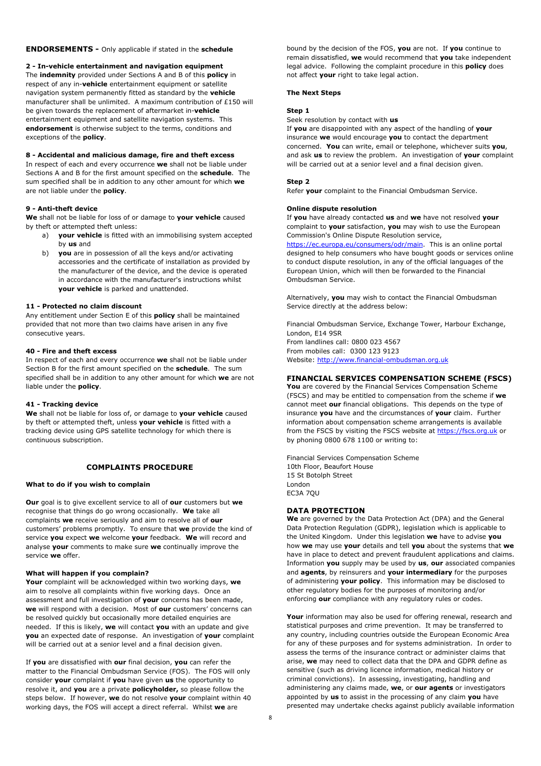## ENDORSEMENTS - Only applicable if stated in the **schedule**

### 2 - In-vehicle entertainment and navigation equipment

The **indemnity** provided under Sections A and B of this **policy** in respect of any in-**vehicle** entertainment equipment or satellite navigation system permanently fitted as standard by the **vehicle** manufacturer shall be unlimited. A maximum contribution of £150 will be given towards the replacement of aftermarket in-**vehicle** entertainment equipment and satellite navigation systems. This **endorsement** is otherwise subject to the terms, conditions and exceptions of the **policy**.

### 8 - Accidental and malicious damage, fire and theft excess

In respect of each and every occurrence **we** shall not be liable under Sections A and B for the first amount specified on the **schedule**. The sum specified shall be in addition to any other amount for which **we** are not liable under the **policy**.

### 9 - Anti-theft device

**We** shall not be liable for loss of or damage to **your vehicle** caused by theft or attempted theft unless:

a) **your vehicle** is fitted with an immobilising system accepted by **us** and
b) **you** are in possession of all the keys and/or activating accessories and the certificate of installation as provided by the manufacturer of the device, and the device is operated in accordance with the manufacturer's instructions whilst **your vehicle** is parked and unattended.

### 11 - Protected no claim discount

Any entitlement under Section E of this **policy** shall be maintained provided that not more than two claims have arisen in any five consecutive years.

### 40 - Fire and theft excess

In respect of each and every occurrence **we** shall not be liable under Section B for the first amount specified on the **schedule**. The sum specified shall be in addition to any other amount for which **we** are not liable under the **policy**.

### 41 - Tracking device

**We** shall not be liable for loss of, or damage to **your vehicle** caused by theft or attempted theft, unless **your vehicle** is fitted with a tracking device using GPS satellite technology for which there is continuous subscription.

## COMPLAINTS PROCEDURE

### What to do if you wish to complain

**Our** goal is to give excellent service to all of **our** customers but **we** recognise that things do go wrong occasionally. **We** take all complaints **we** receive seriously and aim to resolve all of **our** customers' problems promptly. To ensure that **we** provide the kind of service **you** expect **we** welcome **your** feedback. **We** will record and analyse **your** comments to make sure **we** continually improve the service **we** offer.

### What will happen if you complain?

**Your** complaint will be acknowledged within two working days, **we** aim to resolve all complaints within five working days. Once an assessment and full investigation of **your** concerns has been made, **we** will respond with a decision. Most of **our** customers' concerns can be resolved quickly but occasionally more detailed enquiries are needed. If this is likely, **we** will contact **you** with an update and give **you** an expected date of response. An investigation of **your** complaint will be carried out at a senior level and a final decision given.

If **you** are dissatisfied with **our** final decision, **you** can refer the matter to the Financial Ombudsman Service (FOS). The FOS will only consider **your** complaint if **you** have given **us** the opportunity to resolve it, and **you** are a private **policyholder,** so please follow the steps below. If however, **we** do not resolve **your** complaint within 40 working days, the FOS will accept a direct referral. Whilst **we** are bound by the decision of the FOS, **you** are not. If **you** continue to remain dissatisfied, **we** would recommend that **you** take independent legal advice. Following the complaint procedure in this **policy** does not affect **your** right to take legal action.

### The Next Steps

**Step 1**

Seek resolution by contact with **us**

If **you** are disappointed with any aspect of the handling of **your** insurance **we** would encourage **you** to contact the department concerned. **You** can write, email or telephone, whichever suits **you**, and ask **us** to review the problem. An investigation of **your** complaint will be carried out at a senior level and a final decision given.

**Step 2**

Refer **your** complaint to the Financial Ombudsman Service.

**Online dispute resolution**

If **you** have already contacted **us** and **we** have not resolved **your** complaint to **your** satisfaction, **you** may wish to use the European Commission's Online Dispute Resolution service, https://ec.europa.eu/consumers/odr/main. This is an online portal designed to help consumers who have bought goods or services online to conduct dispute resolution, in any of the official languages of the European Union, which will then be forwarded to the Financial Ombudsman Service.

Alternatively, **you** may wish to contact the Financial Ombudsman Service directly at the address below:

Financial Ombudsman Service, Exchange Tower, Harbour Exchange, London, E14 9SR
From landlines call: 0800 023 4567
From mobiles call: 0300 123 9123
Website: http://www.financial-ombudsman.org.uk

## FINANCIAL SERVICES COMPENSATION SCHEME (FSCS)

**You** are covered by the Financial Services Compensation Scheme (FSCS) and may be entitled to compensation from the scheme if **we** cannot meet **our** financial obligations. This depends on the type of insurance **you** have and the circumstances of **your** claim. Further information about compensation scheme arrangements is available from the FSCS by visiting the FSCS website at https://fscs.org.uk or by phoning 0800 678 1100 or writing to:

Financial Services Compensation Scheme
10th Floor, Beaufort House
15 St Botolph Street
London
EC3A 7QU

## DATA PROTECTION

**We** are governed by the Data Protection Act (DPA) and the General Data Protection Regulation (GDPR), legislation which is applicable to the United Kingdom. Under this legislation **we** have to advise **you** how **we** may use **your** details and tell **you** about the systems that **we** have in place to detect and prevent fraudulent applications and claims. Information **you** supply may be used by **us**, **our** associated companies and **agents**, by reinsurers and **your intermediary** for the purposes of administering **your policy**. This information may be disclosed to other regulatory bodies for the purposes of monitoring and/or enforcing **our** compliance with any regulatory rules or codes.

**Your** information may also be used for offering renewal, research and statistical purposes and crime prevention. It may be transferred to any country, including countries outside the European Economic Area for any of these purposes and for systems administration. In order to assess the terms of the insurance contract or administer claims that arise, **we** may need to collect data that the DPA and GDPR define as sensitive (such as driving licence information, medical history or criminal convictions). In assessing, investigating, handling and administering any claims made, **we**, or **our agents** or investigators appointed by **us** to assist in the processing of any claim **you** have presented may undertake checks against publicly available information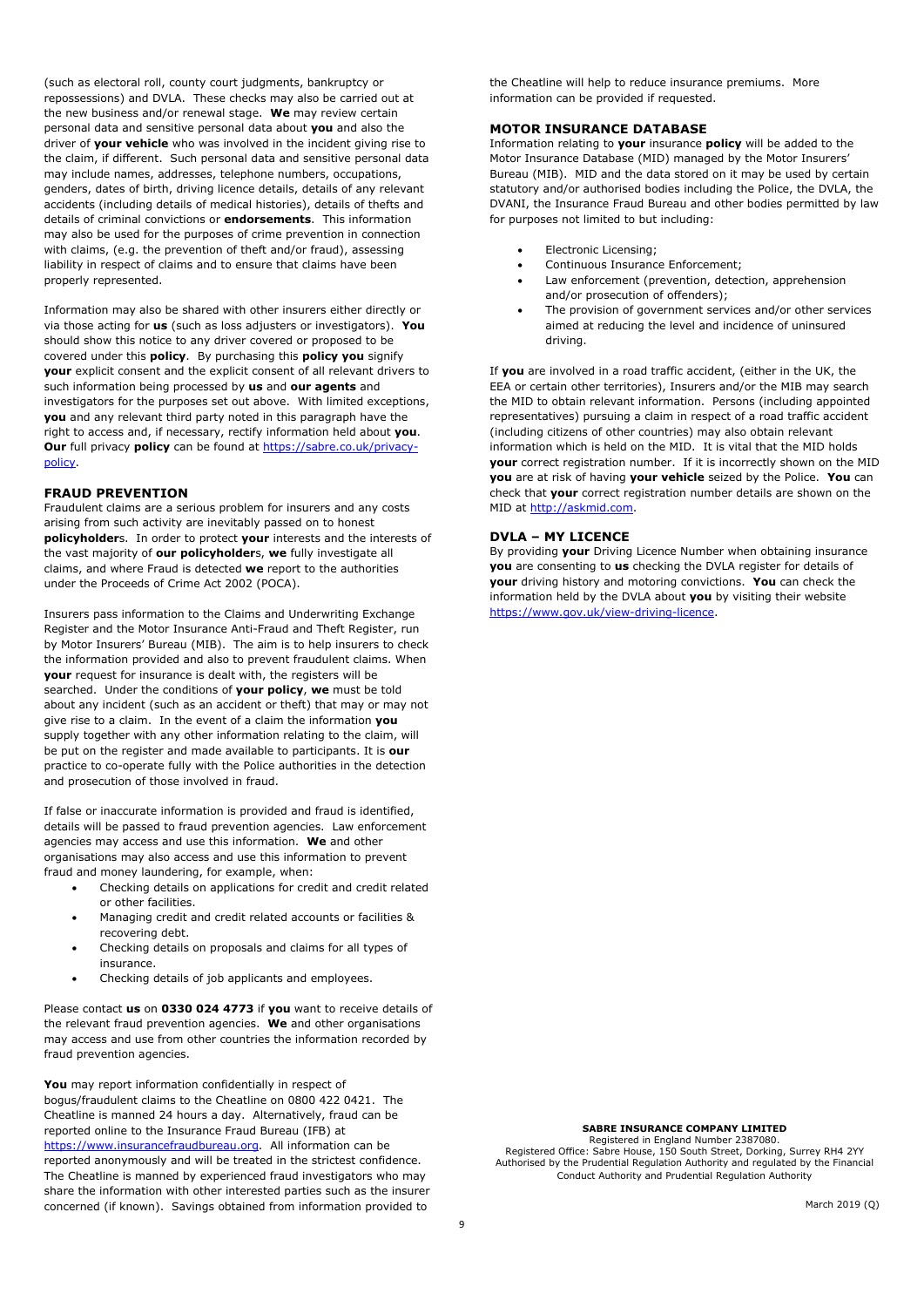(such as electoral roll, county court judgments, bankruptcy or repossessions) and DVLA. These checks may also be carried out at the new business and/or renewal stage. **We** may review certain personal data and sensitive personal data about **you** and also the driver of **your vehicle** who was involved in the incident giving rise to the claim, if different. Such personal data and sensitive personal data may include names, addresses, telephone numbers, occupations, genders, dates of birth, driving licence details, details of any relevant accidents (including details of medical histories), details of thefts and details of criminal convictions or **endorsements**. This information may also be used for the purposes of crime prevention in connection with claims, (e.g. the prevention of theft and/or fraud), assessing liability in respect of claims and to ensure that claims have been properly represented.

Information may also be shared with other insurers either directly or via those acting for **us** (such as loss adjusters or investigators). **You** should show this notice to any driver covered or proposed to be covered under this **policy**. By purchasing this **policy you** signify **your** explicit consent and the explicit consent of all relevant drivers to such information being processed by **us** and **our agents** and investigators for the purposes set out above. With limited exceptions, **you** and any relevant third party noted in this paragraph have the right to access and, if necessary, rectify information held about **you**. **Our** full privacy **policy** can be found at https://sabre.co.uk/privacy-policy.

## FRAUD PREVENTION

Fraudulent claims are a serious problem for insurers and any costs arising from such activity are inevitably passed on to honest **policyholder**s. In order to protect **your** interests and the interests of the vast majority of **our policyholder**s, **we** fully investigate all claims, and where Fraud is detected **we** report to the authorities under the Proceeds of Crime Act 2002 (POCA).

Insurers pass information to the Claims and Underwriting Exchange Register and the Motor Insurance Anti-Fraud and Theft Register, run by Motor Insurers' Bureau (MIB). The aim is to help insurers to check the information provided and also to prevent fraudulent claims. When **your** request for insurance is dealt with, the registers will be searched. Under the conditions of **your policy**, **we** must be told about any incident (such as an accident or theft) that may or may not give rise to a claim. In the event of a claim the information **you** supply together with any other information relating to the claim, will be put on the register and made available to participants. It is **our** practice to co-operate fully with the Police authorities in the detection and prosecution of those involved in fraud.

If false or inaccurate information is provided and fraud is identified, details will be passed to fraud prevention agencies. Law enforcement agencies may access and use this information. **We** and other organisations may also access and use this information to prevent fraud and money laundering, for example, when:

- Checking details on applications for credit and credit related or other facilities.
- Managing credit and credit related accounts or facilities & recovering debt.
- Checking details on proposals and claims for all types of insurance.
- Checking details of job applicants and employees.

Please contact **us** on **0330 024 4773** if **you** want to receive details of the relevant fraud prevention agencies. **We** and other organisations may access and use from other countries the information recorded by fraud prevention agencies.

**You** may report information confidentially in respect of bogus/fraudulent claims to the Cheatline on 0800 422 0421. The Cheatline is manned 24 hours a day. Alternatively, fraud can be reported online to the Insurance Fraud Bureau (IFB) at https://www.insurancefraudbureau.org. All information can be reported anonymously and will be treated in the strictest confidence. The Cheatline is manned by experienced fraud investigators who may share the information with other interested parties such as the insurer concerned (if known). Savings obtained from information provided to the Cheatline will help to reduce insurance premiums. More information can be provided if requested.

## MOTOR INSURANCE DATABASE

Information relating to **your** insurance **policy** will be added to the Motor Insurance Database (MID) managed by the Motor Insurers' Bureau (MIB). MID and the data stored on it may be used by certain statutory and/or authorised bodies including the Police, the DVLA, the DVANI, the Insurance Fraud Bureau and other bodies permitted by law for purposes not limited to but including:

- Electronic Licensing;
- Continuous Insurance Enforcement;
- Law enforcement (prevention, detection, apprehension and/or prosecution of offenders);
- The provision of government services and/or other services aimed at reducing the level and incidence of uninsured driving.

If **you** are involved in a road traffic accident, (either in the UK, the EEA or certain other territories), Insurers and/or the MIB may search the MID to obtain relevant information. Persons (including appointed representatives) pursuing a claim in respect of a road traffic accident (including citizens of other countries) may also obtain relevant information which is held on the MID. It is vital that the MID holds **your** correct registration number. If it is incorrectly shown on the MID **you** are at risk of having **your vehicle** seized by the Police. **You** can check that **your** correct registration number details are shown on the MID at http://askmid.com.

## DVLA – MY LICENCE

By providing **your** Driving Licence Number when obtaining insurance **you** are consenting to **us** checking the DVLA register for details of **your** driving history and motoring convictions. **You** can check the information held by the DVLA about **you** by visiting their website https://www.gov.uk/view-driving-licence.

**SABRE INSURANCE COMPANY LIMITED**
Registered in England Number 2387080.
Registered Office: Sabre House, 150 South Street, Dorking, Surrey RH4 2YY
Authorised by the Prudential Regulation Authority and regulated by the Financial Conduct Authority and Prudential Regulation Authority

March 2019 (Q)